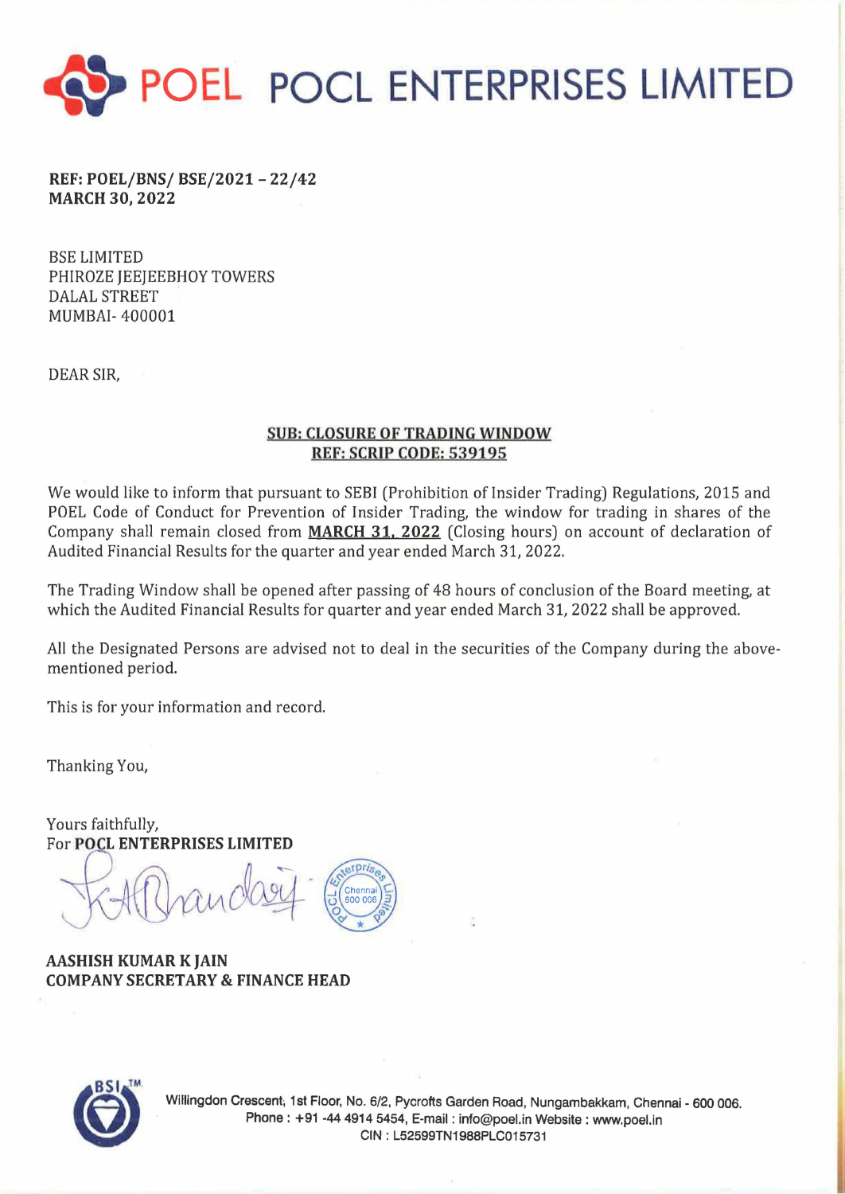# POEL POCL ENTERPRISES LIMITED

**REF: POEL/BNS/ BSE/2021 – 22/42**
**MARCH 30, 2022**

BSE LIMITED
PHIROZE JEEJEEBHOY TOWERS
DALAL STREET
MUMBAI- 400001

DEAR SIR,

**SUB: CLOSURE OF TRADING WINDOW**
**REF: SCRIP CODE: 539195**

We would like to inform that pursuant to SEBI (Prohibition of Insider Trading) Regulations, 2015 and POEL Code of Conduct for Prevention of Insider Trading, the window for trading in shares of the Company shall remain closed from **MARCH 31, 2022** (Closing hours) on account of declaration of Audited Financial Results for the quarter and year ended March 31, 2022.

The Trading Window shall be opened after passing of 48 hours of conclusion of the Board meeting, at which the Audited Financial Results for quarter and year ended March 31, 2022 shall be approved.

All the Designated Persons are advised not to deal in the securities of the Company during the above-mentioned period.

This is for your information and record.

Thanking You,

Yours faithfully,
For **POCL ENTERPRISES LIMITED**

**AASHISH KUMAR K JAIN**
**COMPANY SECRETARY & FINANCE HEAD**

Willingdon Crescent, 1st Floor, No. 6/2, Pycrofts Garden Road, Nungambakkam, Chennai - 600 006.
Phone : +91 -44 4914 5454, E-mail : info@poel.in Website : www.poel.in
CIN : L52599TN1988PLC015731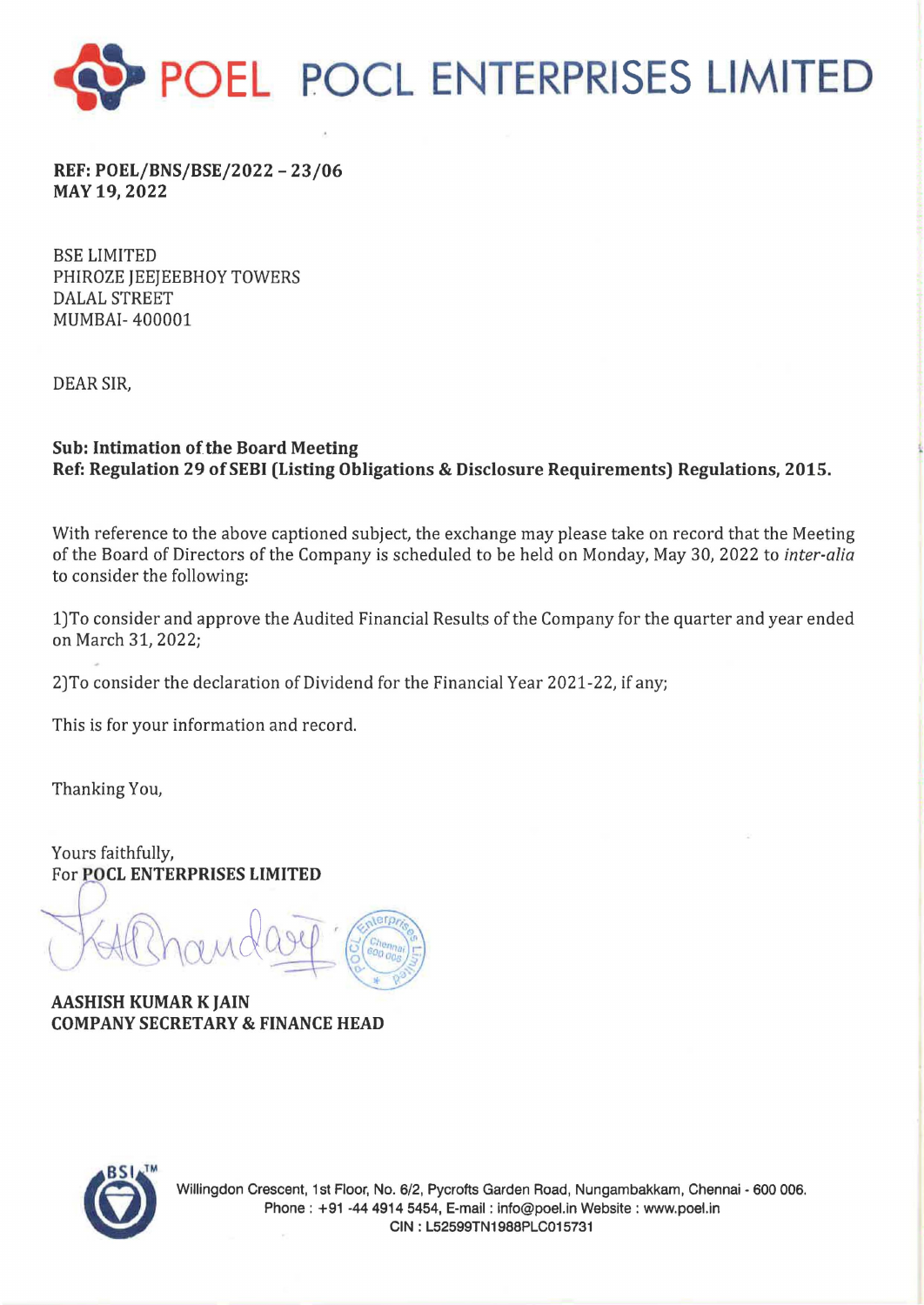# POEL POCL ENTERPRISES LIMITED

**REF: POEL/BNS/BSE/2022 – 23/06**
**MAY 19, 2022**

BSE LIMITED
PHIROZE JEEJEEBHOY TOWERS
DALAL STREET
MUMBAI- 400001

DEAR SIR,

**Sub: Intimation of the Board Meeting**
**Ref: Regulation 29 of SEBI (Listing Obligations & Disclosure Requirements) Regulations, 2015.**

With reference to the above captioned subject, the exchange may please take on record that the Meeting of the Board of Directors of the Company is scheduled to be held on Monday, May 30, 2022 to *inter-alia* to consider the following:

1)To consider and approve the Audited Financial Results of the Company for the quarter and year ended on March 31, 2022;

2)To consider the declaration of Dividend for the Financial Year 2021-22, if any;

This is for your information and record.

Thanking You,

Yours faithfully,
For **POCL ENTERPRISES LIMITED**

**AASHISH KUMAR K JAIN**
**COMPANY SECRETARY & FINANCE HEAD**

Willingdon Crescent, 1st Floor, No. 6/2, Pycrofts Garden Road, Nungambakkam, Chennai - 600 006.
Phone : +91 -44 4914 5454, E-mail : info@poel.in Website : www.poel.in
CIN : L52599TN1988PLC015731